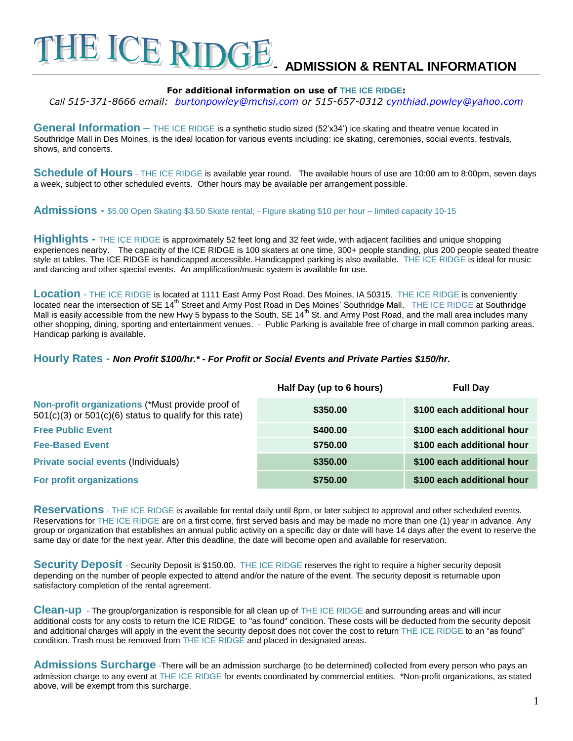# THE ICE RIDGE - ADMISSION & RENTAL INFORMATION

**For additional information on use of THE ICE RIDGE:**

*Call 515-371-8666 email: burtonpowley@mchsi.com or 515-657-0312 cynthiad.powley@yahoo.com*

**General Information** – THE ICE RIDGE is a synthetic studio sized (52'x34') ice skating and theatre venue located in Southridge Mall in Des Moines, is the ideal location for various events including: ice skating, ceremonies, social events, festivals, shows, and concerts.

**Schedule of Hours** - THE ICE RIDGE is available year round. The available hours of use are 10:00 am to 8:00pm, seven days a week, subject to other scheduled events. Other hours may be available per arrangement possible.

**Admissions -** $5.00 Open Skating $3.50 Skate rental; - Figure skating $10 per hour – limited capacity 10-15

**Highlights -** THE ICE RIDGE is approximately 52 feet long and 32 feet wide, with adjacent facilities and unique shopping experiences nearby. The capacity of the ICE RIDGE is 100 skaters at one time, 300+ people standing, plus 200 people seated theatre style at tables. The ICE RIDGE is handicapped accessible. Handicapped parking is also available. THE ICE RIDGE is ideal for music and dancing and other special events. An amplification/music system is available for use.

**Location** - THE ICE RIDGE is located at 1111 East Army Post Road, Des Moines, IA 50315. THE ICE RIDGE is conveniently located near the intersection of SE 14th Street and Army Post Road in Des Moines' Southridge Mall. THE ICE RIDGE at Southridge Mall is easily accessible from the new Hwy 5 bypass to the South, SE 14th St. and Army Post Road, and the mall area includes many other shopping, dining, sporting and entertainment venues. - Public Parking is available free of charge in mall common parking areas. Handicap parking is available.

**Hourly Rates -** ***Non Profit $100/hr.\* - For Profit or Social Events and Private Parties $150/hr.***

| | Half Day (up to 6 hours) | Full Day |
|---|---|---|
| **Non-profit organizations** (*Must provide proof of 501(c)(3) or 501(c)(6) status to qualify for this rate) | $350.00 | $100 each additional hour |
| **Free Public Event** | $400.00 | $100 each additional hour |
| **Fee-Based Event** | $750.00 | $100 each additional hour |
| **Private social events** (Individuals) | $350.00 | $100 each additional hour |
| **For profit organizations** | $750.00 | $100 each additional hour |

**Reservations** - THE ICE RIDGE is available for rental daily until 8pm, or later subject to approval and other scheduled events. Reservations for THE ICE RIDGE are on a first come, first served basis and may be made no more than one (1) year in advance. Any group or organization that establishes an annual public activity on a specific day or date will have 14 days after the event to reserve the same day or date for the next year. After this deadline, the date will become open and available for reservation.

**Security Deposit** - Security Deposit is $150.00. THE ICE RIDGE reserves the right to require a higher security deposit depending on the number of people expected to attend and/or the nature of the event. The security deposit is returnable upon satisfactory completion of the rental agreement.

**Clean-up** - The group/organization is responsible for all clean up of THE ICE RIDGE and surrounding areas and will incur additional costs for any costs to return the ICE RIDGE to "as found" condition. These costs will be deducted from the security deposit and additional charges will apply in the event the security deposit does not cover the cost to return THE ICE RIDGE to an "as found" condition. Trash must be removed from THE ICE RIDGE and placed in designated areas.

**Admissions Surcharge** -There will be an admission surcharge (to be determined) collected from every person who pays an admission charge to any event at THE ICE RIDGE for events coordinated by commercial entities. *Non-profit organizations, as stated above, will be exempt from this surcharge.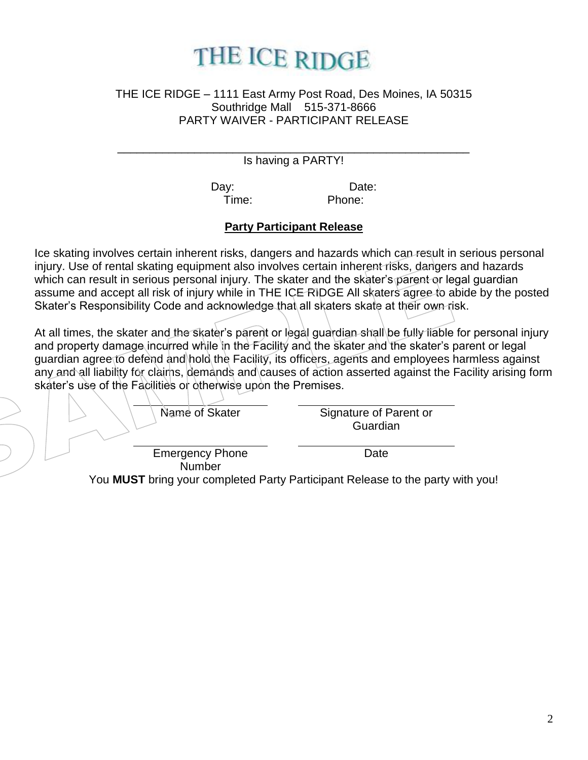# THE ICE RIDGE

THE ICE RIDGE – 1111 East Army Post Road, Des Moines, IA 50315
Southridge Mall 515-371-8666
PARTY WAIVER - PARTICIPANT RELEASE

\_\_\_\_\_\_\_\_\_\_\_\_\_\_\_\_\_\_\_\_\_\_\_\_\_\_\_\_\_\_\_\_\_\_\_\_\_\_\_\_\_\_\_\_\_\_\_\_\_\_\_\_

Is having a PARTY!

Day: Date:
Time: Phone:

**Party Participant Release**

Ice skating involves certain inherent risks, dangers and hazards which can result in serious personal injury. Use of rental skating equipment also involves certain inherent risks, dangers and hazards which can result in serious personal injury. The skater and the skater's parent or legal guardian assume and accept all risk of injury while in THE ICE RIDGE All skaters agree to abide by the posted Skater's Responsibility Code and acknowledge that all skaters skate at their own risk.

At all times, the skater and the skater's parent or legal guardian shall be fully liable for personal injury and property damage incurred while in the Facility and the skater and the skater's parent or legal guardian agree to defend and hold the Facility, its officers, agents and employees harmless against any and all liability for claims, demands and causes of action asserted against the Facility arising form skater's use of the Facilities or otherwise upon the Premises.

| | |
|---|---|
| \_\_\_\_\_\_\_\_\_\_\_\_\_\_\_\_\_\_\_\_ Name of Skater | \_\_\_\_\_\_\_\_\_\_\_\_\_\_\_\_\_\_\_\_ Signature of Parent or Guardian |
| \_\_\_\_\_\_\_\_\_\_\_\_\_\_\_\_\_\_\_\_ Emergency Phone Number | \_\_\_\_\_\_\_\_\_\_\_\_\_\_\_\_\_\_\_\_ Date |

You **MUST** bring your completed Party Participant Release to the party with you!